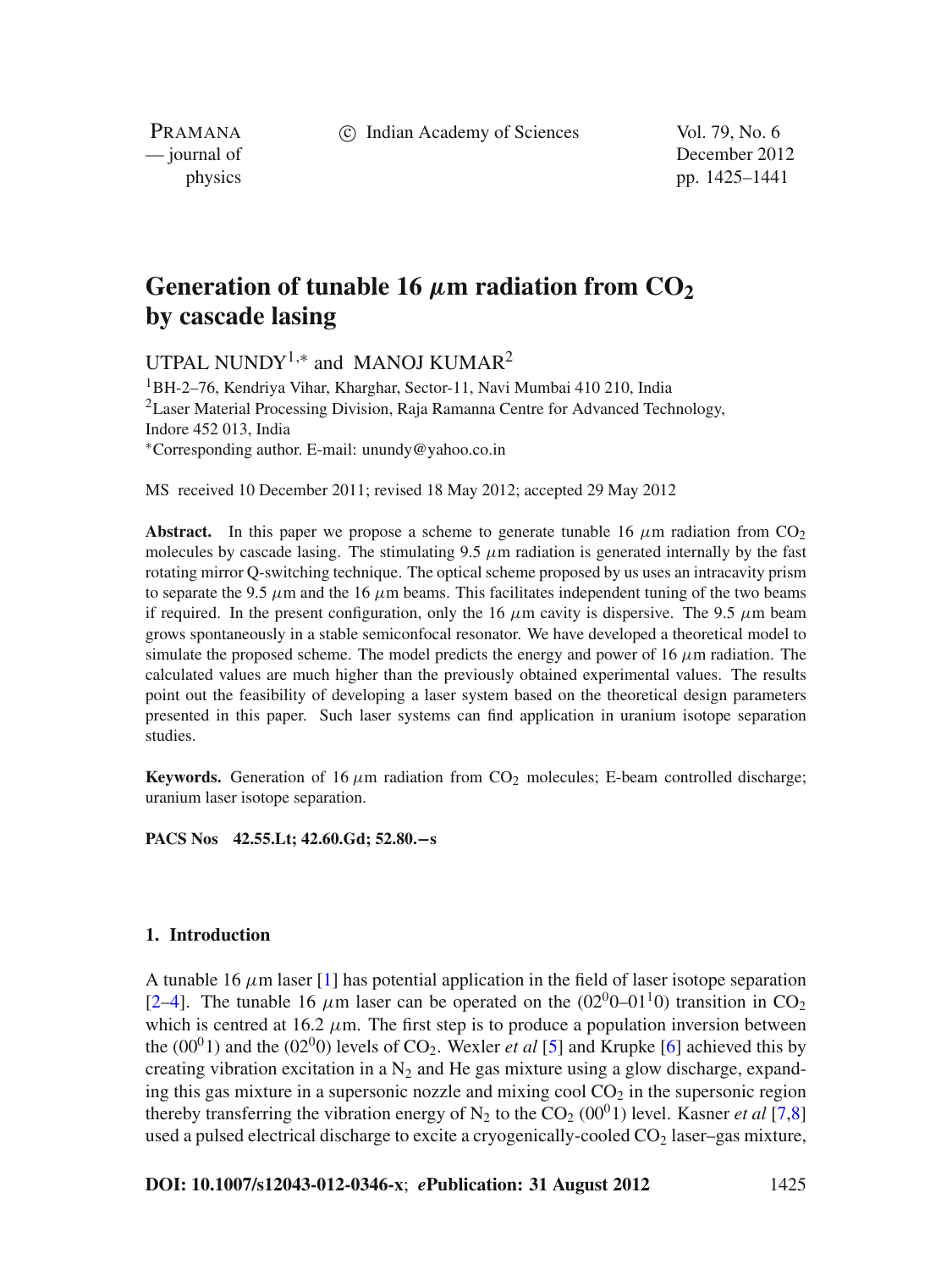# Generation of tunable 16 $\mu$m radiation from $CO_2$ by cascade lasing

UTPAL NUNDY[1,*] and MANOJ KUMAR[2]

[1]BH-2–76, Kendriya Vihar, Kharghar, Sector-11, Navi Mumbai 410 210, India
[2]Laser Material Processing Division, Raja Ramanna Centre for Advanced Technology, Indore 452 013, India
*Corresponding author. E-mail: unundy@yahoo.co.in

MS received 10 December 2011; revised 18 May 2012; accepted 29 May 2012

**Abstract.** In this paper we propose a scheme to generate tunable 16 $\mu$m radiation from $CO_2$ molecules by cascade lasing. The stimulating 9.5 $\mu$m radiation is generated internally by the fast rotating mirror Q-switching technique. The optical scheme proposed by us uses an intracavity prism to separate the 9.5 $\mu$m and the 16 $\mu$m beams. This facilitates independent tuning of the two beams if required. In the present configuration, only the 16 $\mu$m cavity is dispersive. The 9.5 $\mu$m beam grows spontaneously in a stable semiconfocal resonator. We have developed a theoretical model to simulate the proposed scheme. The model predicts the energy and power of 16 $\mu$m radiation. The calculated values are much higher than the previously obtained experimental values. The results point out the feasibility of developing a laser system based on the theoretical design parameters presented in this paper. Such laser systems can find application in uranium isotope separation studies.

**Keywords.** Generation of 16 $\mu$m radiation from $CO_2$ molecules; E-beam controlled discharge; uranium laser isotope separation.

**PACS Nos** 42.55.Lt; 42.60.Gd; 52.80.−s

## 1. Introduction

A tunable 16 $\mu$m laser [1] has potential application in the field of laser isotope separation [2–4]. The tunable 16 $\mu$m laser can be operated on the $(02^00–01^10)$ transition in $CO_2$ which is centred at 16.2 $\mu$m. The first step is to produce a population inversion between the $(00^01)$ and the $(02^00)$ levels of $CO_2$. Wexler *et al* [5] and Krupke [6] achieved this by creating vibration excitation in a $N_2$ and He gas mixture using a glow discharge, expanding this gas mixture in a supersonic nozzle and mixing cool $CO_2$ in the supersonic region thereby transferring the vibration energy of $N_2$ to the $CO_2$ $(00^01)$ level. Kasner *et al* [7,8] used a pulsed electrical discharge to excite a cryogenically-cooled $CO_2$ laser–gas mixture,

**DOI: 10.1007/s12043-012-0346-x**; ***e*Publication: 31 August 2012**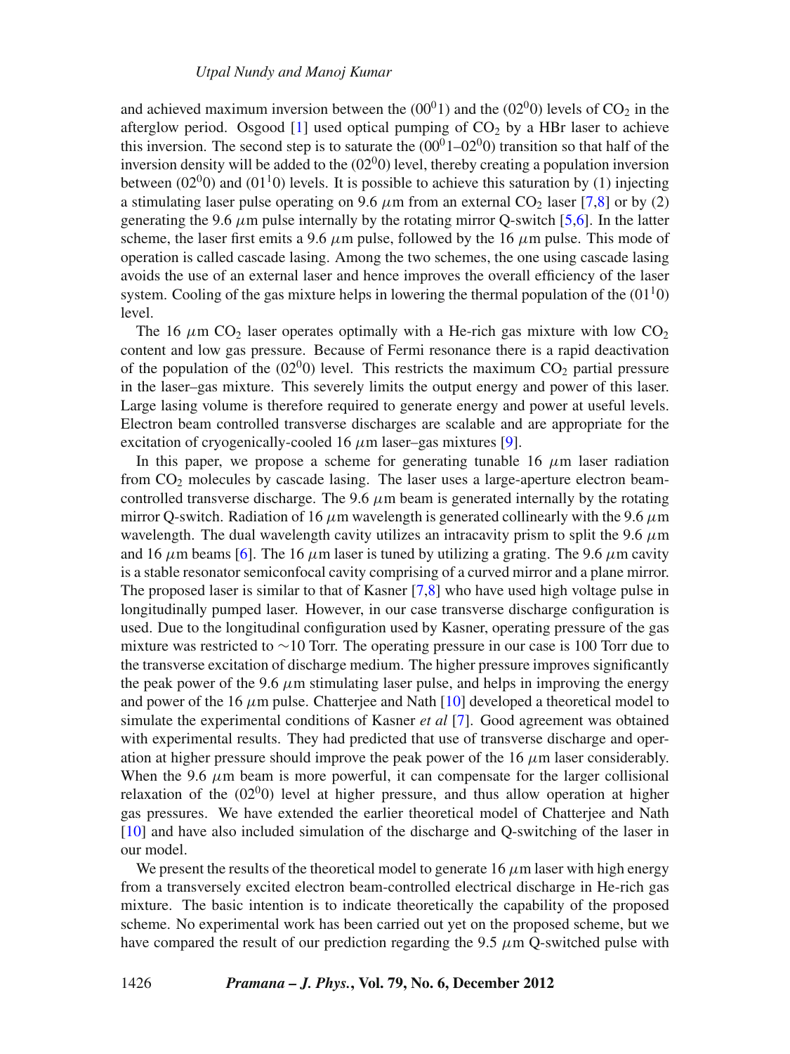and achieved maximum inversion between the $(00^01)$ and the $(02^00)$ levels of $CO_2$ in the afterglow period. Osgood [1] used optical pumping of $CO_2$ by a HBr laser to achieve this inversion. The second step is to saturate the $(00^01–02^00)$ transition so that half of the inversion density will be added to the $(02^00)$ level, thereby creating a population inversion between $(02^00)$ and $(01^10)$ levels. It is possible to achieve this saturation by (1) injecting a stimulating laser pulse operating on 9.6 $\mu$m from an external $CO_2$ laser [7,8] or by (2) generating the 9.6 $\mu$m pulse internally by the rotating mirror Q-switch [5,6]. In the latter scheme, the laser first emits a 9.6 $\mu$m pulse, followed by the 16 $\mu$m pulse. This mode of operation is called cascade lasing. Among the two schemes, the one using cascade lasing avoids the use of an external laser and hence improves the overall efficiency of the laser system. Cooling of the gas mixture helps in lowering the thermal population of the $(01^10)$ level.

The 16 $\mu$m $CO_2$ laser operates optimally with a He-rich gas mixture with low $CO_2$ content and low gas pressure. Because of Fermi resonance there is a rapid deactivation of the population of the $(02^00)$ level. This restricts the maximum $CO_2$ partial pressure in the laser–gas mixture. This severely limits the output energy and power of this laser. Large lasing volume is therefore required to generate energy and power at useful levels. Electron beam controlled transverse discharges are scalable and are appropriate for the excitation of cryogenically-cooled 16 $\mu$m laser–gas mixtures [9].

In this paper, we propose a scheme for generating tunable 16 $\mu$m laser radiation from $CO_2$ molecules by cascade lasing. The laser uses a large-aperture electron beam-controlled transverse discharge. The 9.6 $\mu$m beam is generated internally by the rotating mirror Q-switch. Radiation of 16 $\mu$m wavelength is generated collinearly with the 9.6 $\mu$m wavelength. The dual wavelength cavity utilizes an intracavity prism to split the 9.6 $\mu$m and 16 $\mu$m beams [6]. The 16 $\mu$m laser is tuned by utilizing a grating. The 9.6 $\mu$m cavity is a stable resonator semiconfocal cavity comprising of a curved mirror and a plane mirror. The proposed laser is similar to that of Kasner [7,8] who have used high voltage pulse in longitudinally pumped laser. However, in our case transverse discharge configuration is used. Due to the longitudinal configuration used by Kasner, operating pressure of the gas mixture was restricted to ∼10 Torr. The operating pressure in our case is 100 Torr due to the transverse excitation of discharge medium. The higher pressure improves significantly the peak power of the 9.6 $\mu$m stimulating laser pulse, and helps in improving the energy and power of the 16 $\mu$m pulse. Chatterjee and Nath [10] developed a theoretical model to simulate the experimental conditions of Kasner *et al* [7]. Good agreement was obtained with experimental results. They had predicted that use of transverse discharge and operation at higher pressure should improve the peak power of the 16 $\mu$m laser considerably. When the 9.6 $\mu$m beam is more powerful, it can compensate for the larger collisional relaxation of the $(02^00)$ level at higher pressure, and thus allow operation at higher gas pressures. We have extended the earlier theoretical model of Chatterjee and Nath [10] and have also included simulation of the discharge and Q-switching of the laser in our model.

We present the results of the theoretical model to generate 16 $\mu$m laser with high energy from a transversely excited electron beam-controlled electrical discharge in He-rich gas mixture. The basic intention is to indicate theoretically the capability of the proposed scheme. No experimental work has been carried out yet on the proposed scheme, but we have compared the result of our prediction regarding the 9.5 $\mu$m Q-switched pulse with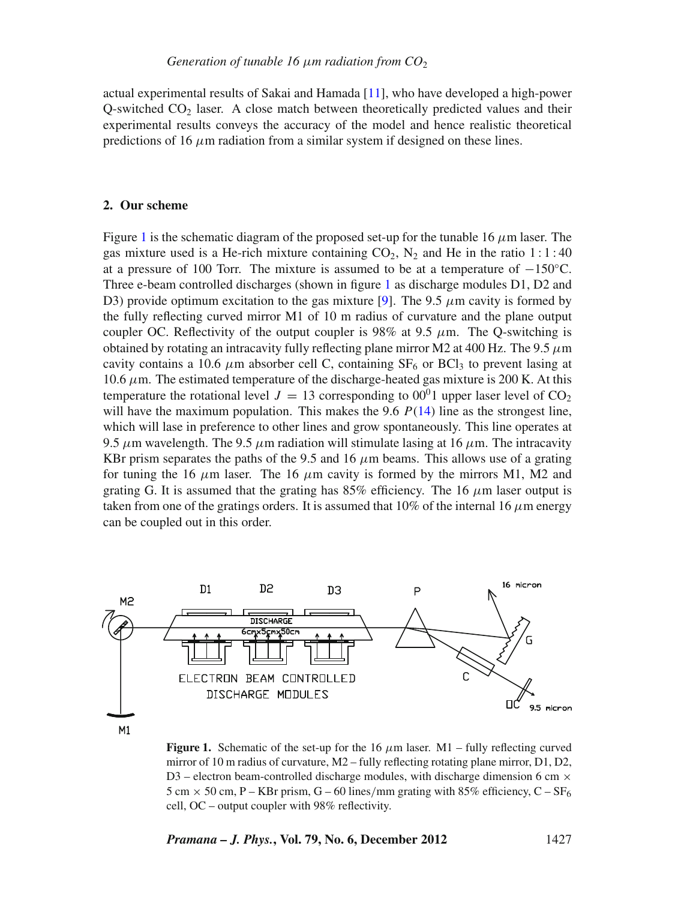actual experimental results of Sakai and Hamada [11], who have developed a high-power Q-switched $CO_2$ laser. A close match between theoretically predicted values and their experimental results conveys the accuracy of the model and hence realistic theoretical predictions of 16 $\mu$m radiation from a similar system if designed on these lines.

## 2. Our scheme

Figure 1 is the schematic diagram of the proposed set-up for the tunable 16 $\mu$m laser. The gas mixture used is a He-rich mixture containing $CO_2$, $N_2$ and He in the ratio 1 : 1 : 40 at a pressure of 100 Torr. The mixture is assumed to be at a temperature of $-150$°C. Three e-beam controlled discharges (shown in figure 1 as discharge modules D1, D2 and D3) provide optimum excitation to the gas mixture [9]. The 9.5 $\mu$m cavity is formed by the fully reflecting curved mirror M1 of 10 m radius of curvature and the plane output coupler OC. Reflectivity of the output coupler is 98% at 9.5 $\mu$m. The Q-switching is obtained by rotating an intracavity fully reflecting plane mirror M2 at 400 Hz. The 9.5 $\mu$m cavity contains a 10.6 $\mu$m absorber cell C, containing $SF_6$ or $BCl_3$ to prevent lasing at 10.6 $\mu$m. The estimated temperature of the discharge-heated gas mixture is 200 K. At this temperature the rotational level $J = 13$ corresponding to $00^01$ upper laser level of $CO_2$ will have the maximum population. This makes the 9.6 $P(14)$ line as the strongest line, which will lase in preference to other lines and grow spontaneously. This line operates at 9.5 $\mu$m wavelength. The 9.5 $\mu$m radiation will stimulate lasing at 16 $\mu$m. The intracavity KBr prism separates the paths of the 9.5 and 16 $\mu$m beams. This allows use of a grating for tuning the 16 $\mu$m laser. The 16 $\mu$m cavity is formed by the mirrors M1, M2 and grating G. It is assumed that the grating has 85% efficiency. The 16 $\mu$m laser output is taken from one of the gratings orders. It is assumed that 10% of the internal 16 $\mu$m energy can be coupled out in this order.

**Figure 1.** Schematic of the set-up for the 16 $\mu$m laser. M1 – fully reflecting curved mirror of 10 m radius of curvature, M2 – fully reflecting rotating plane mirror, D1, D2, D3 – electron beam-controlled discharge modules, with discharge dimension 6 cm $\times$ 5 cm $\times$ 50 cm, P – KBr prism, G – 60 lines/mm grating with 85% efficiency, C – $SF_6$ cell, OC – output coupler with 98% reflectivity.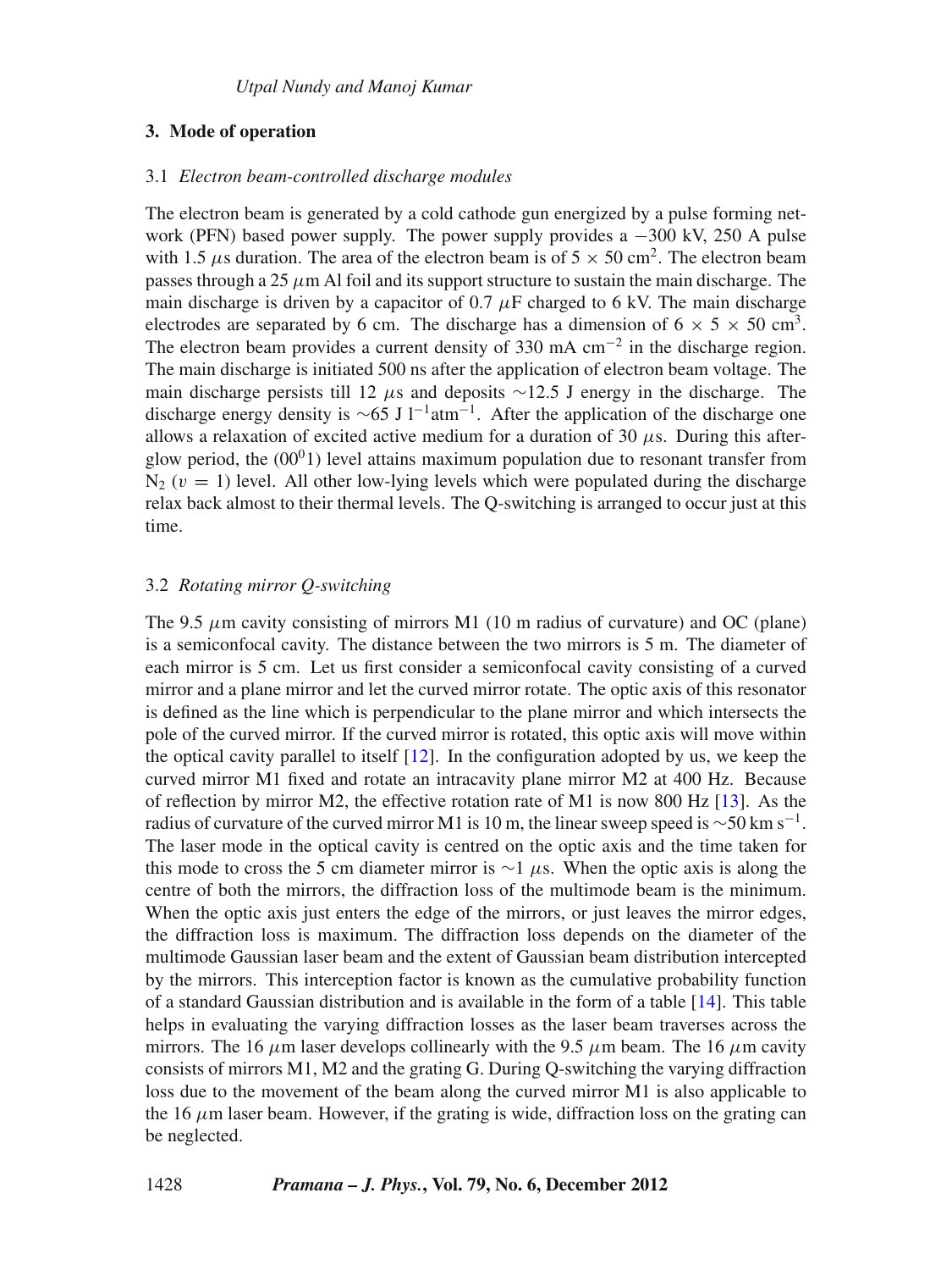## 3. Mode of operation

### 3.1 *Electron beam-controlled discharge modules*

The electron beam is generated by a cold cathode gun energized by a pulse forming network (PFN) based power supply. The power supply provides a −300 kV, 250 A pulse with 1.5 $\mu$s duration. The area of the electron beam is of $5 \times 50$ cm$^2$. The electron beam passes through a 25 $\mu$m Al foil and its support structure to sustain the main discharge. The main discharge is driven by a capacitor of 0.7 $\mu$F charged to 6 kV. The main discharge electrodes are separated by 6 cm. The discharge has a dimension of $6 \times 5 \times 50$ cm$^3$. The electron beam provides a current density of 330 mA cm$^{-2}$ in the discharge region. The main discharge is initiated 500 ns after the application of electron beam voltage. The main discharge persists till 12 $\mu$s and deposits ∼12.5 J energy in the discharge. The discharge energy density is ∼65 J l$^{-1}$atm$^{-1}$. After the application of the discharge one allows a relaxation of excited active medium for a duration of 30 $\mu$s. During this afterglow period, the ($00^01$) level attains maximum population due to resonant transfer from $N_2$ ($v = 1$) level. All other low-lying levels which were populated during the discharge relax back almost to their thermal levels. The Q-switching is arranged to occur just at this time.

### 3.2 *Rotating mirror Q-switching*

The 9.5 $\mu$m cavity consisting of mirrors M1 (10 m radius of curvature) and OC (plane) is a semiconfocal cavity. The distance between the two mirrors is 5 m. The diameter of each mirror is 5 cm. Let us first consider a semiconfocal cavity consisting of a curved mirror and a plane mirror and let the curved mirror rotate. The optic axis of this resonator is defined as the line which is perpendicular to the plane mirror and which intersects the pole of the curved mirror. If the curved mirror is rotated, this optic axis will move within the optical cavity parallel to itself [12]. In the configuration adopted by us, we keep the curved mirror M1 fixed and rotate an intracavity plane mirror M2 at 400 Hz. Because of reflection by mirror M2, the effective rotation rate of M1 is now 800 Hz [13]. As the radius of curvature of the curved mirror M1 is 10 m, the linear sweep speed is ∼50 km s$^{-1}$. The laser mode in the optical cavity is centred on the optic axis and the time taken for this mode to cross the 5 cm diameter mirror is ∼1 $\mu$s. When the optic axis is along the centre of both the mirrors, the diffraction loss of the multimode beam is the minimum. When the optic axis just enters the edge of the mirrors, or just leaves the mirror edges, the diffraction loss is maximum. The diffraction loss depends on the diameter of the multimode Gaussian laser beam and the extent of Gaussian beam distribution intercepted by the mirrors. This interception factor is known as the cumulative probability function of a standard Gaussian distribution and is available in the form of a table [14]. This table helps in evaluating the varying diffraction losses as the laser beam traverses across the mirrors. The 16 $\mu$m laser develops collinearly with the 9.5 $\mu$m beam. The 16 $\mu$m cavity consists of mirrors M1, M2 and the grating G. During Q-switching the varying diffraction loss due to the movement of the beam along the curved mirror M1 is also applicable to the 16 $\mu$m laser beam. However, if the grating is wide, diffraction loss on the grating can be neglected.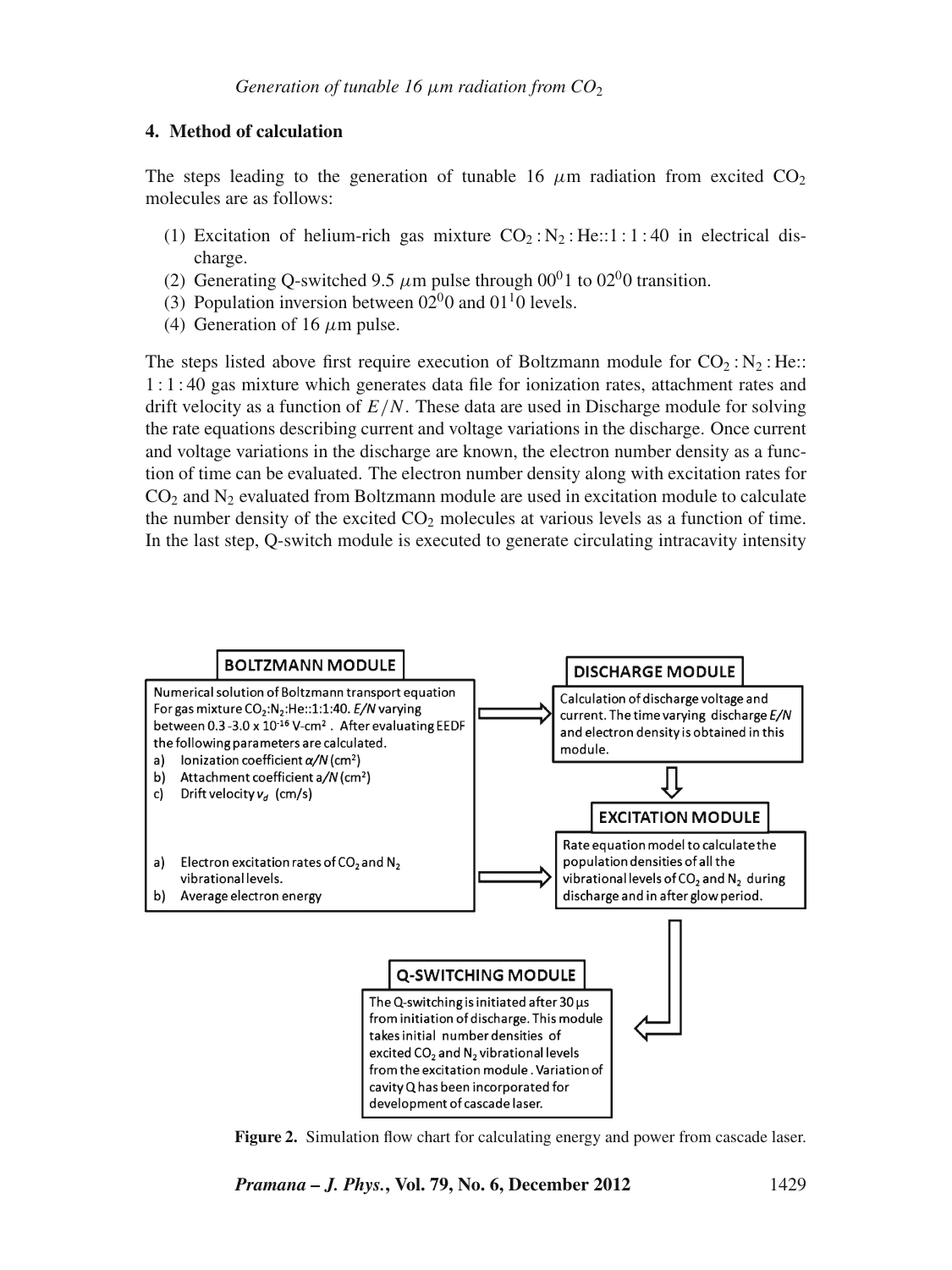## 4. Method of calculation

The steps leading to the generation of tunable 16 $\mu$m radiation from excited $CO_2$ molecules are as follows:

1. Excitation of helium-rich gas mixture $CO_2 : N_2 : He::1 : 1 : 40$ in electrical discharge.
2. Generating Q-switched 9.5 $\mu$m pulse through $00^01$ to $02^00$ transition.
3. Population inversion between $02^00$ and $01^10$ levels.
4. Generation of 16 $\mu$m pulse.

The steps listed above first require execution of Boltzmann module for $CO_2 : N_2 : He:: 1 : 1 : 40$ gas mixture which generates data file for ionization rates, attachment rates and drift velocity as a function of $E/N$. These data are used in Discharge module for solving the rate equations describing current and voltage variations in the discharge. Once current and voltage variations in the discharge are known, the electron number density as a function of time can be evaluated. The electron number density along with excitation rates for $CO_2$ and $N_2$ evaluated from Boltzmann module are used in excitation module to calculate the number density of the excited $CO_2$ molecules at various levels as a function of time. In the last step, Q-switch module is executed to generate circulating intracavity intensity

**BOLTZMANN MODULE**

Numerical solution of Boltzmann transport equation For gas mixture $CO_2$:$N_2$:He::1:1:40. $E/N$ varying between 0.3 -3.0 x $10^{-16}$ V-cm$^2$. After evaluating EEDF the following parameters are calculated.

a) Ionization coefficient $\alpha/N$ (cm$^2$)
b) Attachment coefficient $a/N$ (cm$^2$)
c) Drift velocity $v_d$ (cm/s)

a) Electron excitation rates of $CO_2$ and $N_2$ vibrational levels.
b) Average electron energy

**DISCHARGE MODULE**

Calculation of discharge voltage and current. The time varying discharge $E/N$ and electron density is obtained in this module.

**EXCITATION MODULE**

Rate equation model to calculate the population densities of all the vibrational levels of $CO_2$ and $N_2$ during discharge and in after glow period.

**Q-SWITCHING MODULE**

The Q-switching is initiated after 30 µs from initiation of discharge. This module takes initial number densities of excited $CO_2$ and $N_2$ vibrational levels from the excitation module. Variation of cavity Q has been incorporated for development of cascade laser.

**Figure 2.** Simulation flow chart for calculating energy and power from cascade laser.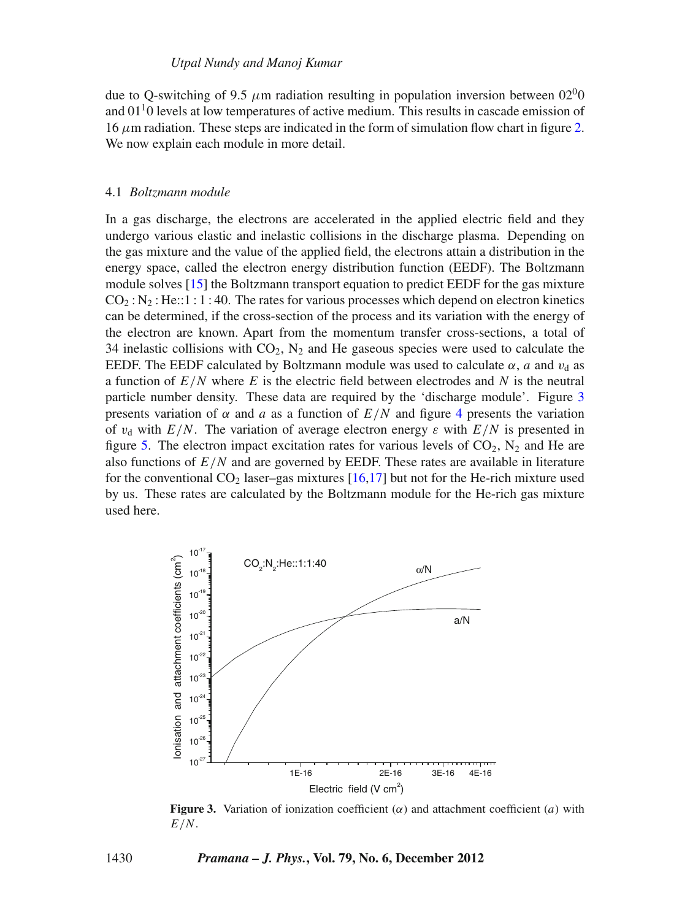due to Q-switching of 9.5 $\mu$m radiation resulting in population inversion between $02^00$ and $01^10$ levels at low temperatures of active medium. This results in cascade emission of 16 $\mu$m radiation. These steps are indicated in the form of simulation flow chart in figure 2. We now explain each module in more detail.

### 4.1 *Boltzmann module*

In a gas discharge, the electrons are accelerated in the applied electric field and they undergo various elastic and inelastic collisions in the discharge plasma. Depending on the gas mixture and the value of the applied field, the electrons attain a distribution in the energy space, called the electron energy distribution function (EEDF). The Boltzmann module solves [15] the Boltzmann transport equation to predict EEDF for the gas mixture $CO_2 : N_2 : He$::1 : 1 : 40. The rates for various processes which depend on electron kinetics can be determined, if the cross-section of the process and its variation with the energy of the electron are known. Apart from the momentum transfer cross-sections, a total of 34 inelastic collisions with $CO_2$, $N_2$ and He gaseous species were used to calculate the EEDF. The EEDF calculated by Boltzmann module was used to calculate $\alpha$, $a$ and $v_d$ as a function of $E/N$ where $E$ is the electric field between electrodes and $N$ is the neutral particle number density. These data are required by the 'discharge module'. Figure 3 presents variation of $\alpha$ and $a$ as a function of $E/N$ and figure 4 presents the variation of $v_d$ with $E/N$. The variation of average electron energy $\varepsilon$ with $E/N$ is presented in figure 5. The electron impact excitation rates for various levels of $CO_2$, $N_2$ and He are also functions of $E/N$ and are governed by EEDF. These rates are available in literature for the conventional $CO_2$ laser–gas mixtures [16,17] but not for the He-rich mixture used by us. These rates are calculated by the Boltzmann module for the He-rich gas mixture used here.

**Figure 3.** Variation of ionization coefficient ($\alpha$) and attachment coefficient ($a$) with $E/N$.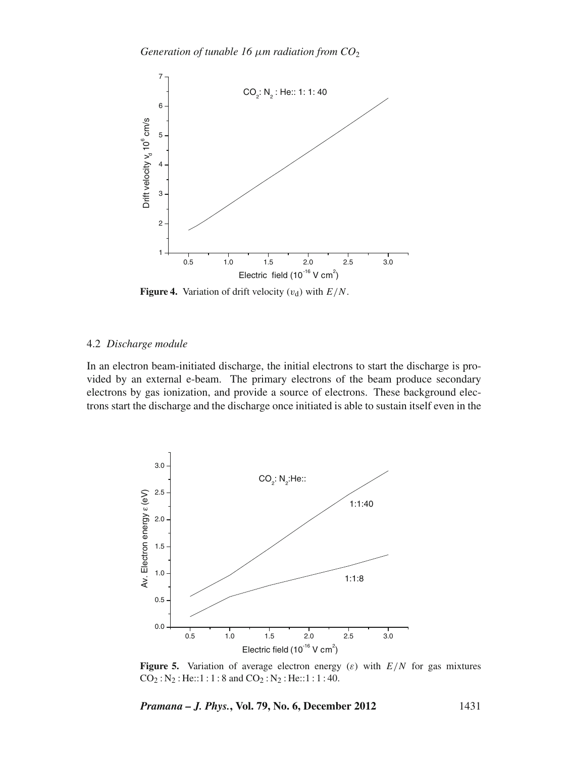**Figure 4.** Variation of drift velocity ($v_d$) with $E/N$.

### 4.2 *Discharge module*

In an electron beam-initiated discharge, the initial electrons to start the discharge is provided by an external e-beam. The primary electrons of the beam produce secondary electrons by gas ionization, and provide a source of electrons. These background electrons start the discharge and the discharge once initiated is able to sustain itself even in the

**Figure 5.** Variation of average electron energy ($\varepsilon$) with $E/N$ for gas mixtures $CO_2 : N_2 : He$::1 : 1 : 8 and $CO_2 : N_2 : He$::1 : 1 : 40.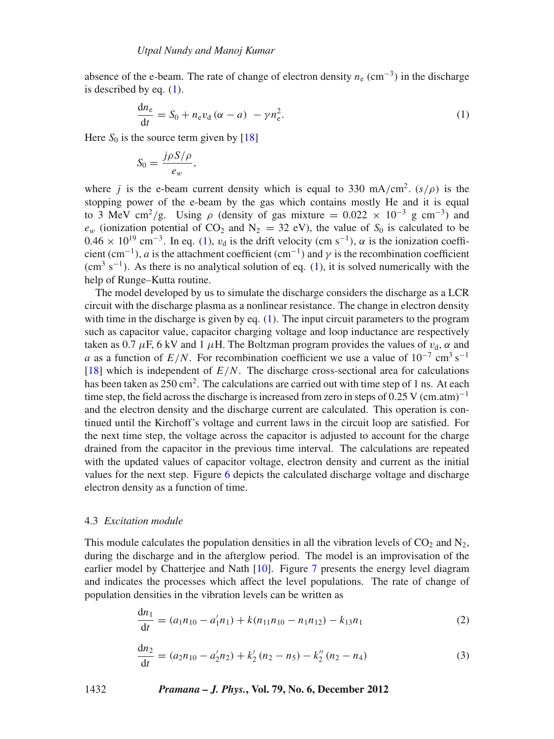absence of the e-beam. The rate of change of electron density $n_e$ ($cm^{-3}$) in the discharge is described by eq. (1).

$$\frac{dn_e}{dt} = S_0 + n_e v_d (\alpha - a) - \gamma n_e^2. \tag{1}$$

Here $S_0$ is the source term given by [18]

$$S_0 = \frac{j\rho S/\rho}{e_w},$$

where $j$ is the e-beam current density which is equal to 330 mA/cm$^2$. $(s/\rho)$ is the stopping power of the e-beam by the gas which contains mostly He and it is equal to 3 MeV cm$^2$/g. Using $\rho$ (density of gas mixture = $0.022 \times 10^{-3}$ g cm$^{-3}$) and $e_w$ (ionization potential of $CO_2$ and $N_2$ = 32 eV), the value of $S_0$ is calculated to be $0.46 \times 10^{19}$ cm$^{-3}$. In eq. (1), $v_d$ is the drift velocity (cm s$^{-1}$), $\alpha$ is the ionization coefficient (cm$^{-1}$), $a$ is the attachment coefficient (cm$^{-1}$) and $\gamma$ is the recombination coefficient (cm$^3$ s$^{-1}$). As there is no analytical solution of eq. (1), it is solved numerically with the help of Runge–Kutta routine.

The model developed by us to simulate the discharge considers the discharge as a LCR circuit with the discharge plasma as a nonlinear resistance. The change in electron density with time in the discharge is given by eq. (1). The input circuit parameters to the program such as capacitor value, capacitor charging voltage and loop inductance are respectively taken as 0.7 $\mu$F, 6 kV and 1 $\mu$H. The Boltzman program provides the values of $v_d$, $\alpha$ and $a$ as a function of $E/N$. For recombination coefficient we use a value of $10^{-7}$ cm$^3$ s$^{-1}$ [18] which is independent of $E/N$. The discharge cross-sectional area for calculations has been taken as 250 cm$^2$. The calculations are carried out with time step of 1 ns. At each time step, the field across the discharge is increased from zero in steps of 0.25 V (cm.atm)$^{-1}$ and the electron density and the discharge current are calculated. This operation is continued until the Kirchoff's voltage and current laws in the circuit loop are satisfied. For the next time step, the voltage across the capacitor is adjusted to account for the charge drained from the capacitor in the previous time interval. The calculations are repeated with the updated values of capacitor voltage, electron density and current as the initial values for the next step. Figure 6 depicts the calculated discharge voltage and discharge electron density as a function of time.

### 4.3 *Excitation module*

This module calculates the population densities in all the vibration levels of $CO_2$ and $N_2$, during the discharge and in the afterglow period. The model is an improvisation of the earlier model by Chatterjee and Nath [10]. Figure 7 presents the energy level diagram and indicates the processes which affect the level populations. The rate of change of population densities in the vibration levels can be written as

$$\frac{dn_1}{dt} = (a_1 n_{10} - a_1' n_1) + k(n_{11} n_{10} - n_1 n_{12}) - k_{13} n_1 \tag{2}$$

$$\frac{dn_2}{dt} = (a_2 n_{10} - a_2' n_2) + k_2' (n_2 - n_5) - k_2'' (n_2 - n_4) \tag{3}$$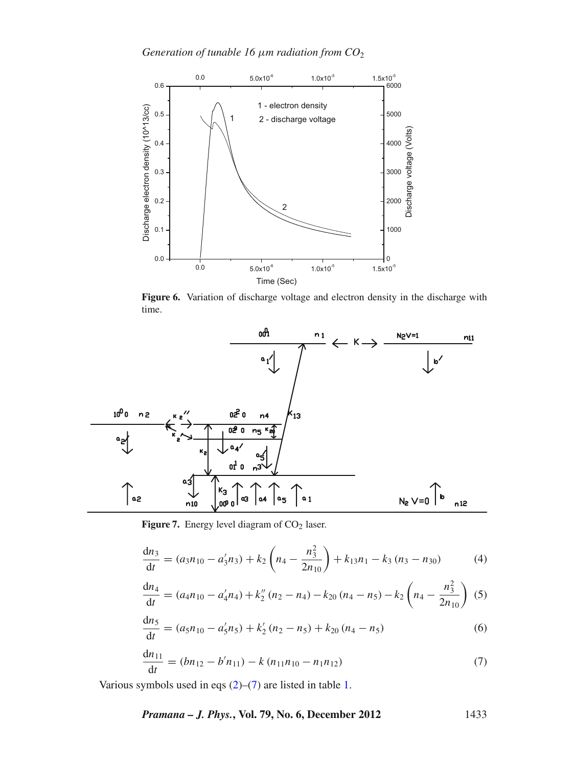**Figure 6.** Variation of discharge voltage and electron density in the discharge with time.

**Figure 7.** Energy level diagram of $CO_2$ laser.

$$\frac{\mathrm{d}n_3}{\mathrm{d}t} = (a_3 n_{10} - a_3' n_3) + k_2 \left( n_4 - \frac{n_3^2}{2n_{10}} \right) + k_{13} n_1 - k_3 (n_3 - n_{30}) \tag{4}$$

$$\frac{\mathrm{d}n_4}{\mathrm{d}t} = (a_4 n_{10} - a_4' n_4) + k_2'' (n_2 - n_4) - k_{20} (n_4 - n_5) - k_2 \left( n_4 - \frac{n_3^2}{2n_{10}} \right) \tag{5}$$

$$\frac{\mathrm{d}n_5}{\mathrm{d}t} = (a_5 n_{10} - a_5' n_5) + k_2' (n_2 - n_5) + k_{20} (n_4 - n_5) \tag{6}$$

$$\frac{\mathrm{d}n_{11}}{\mathrm{d}t} = (b n_{12} - b' n_{11}) - k (n_{11} n_{10} - n_1 n_{12}) \tag{7}$$

Various symbols used in eqs (2)–(7) are listed in table 1.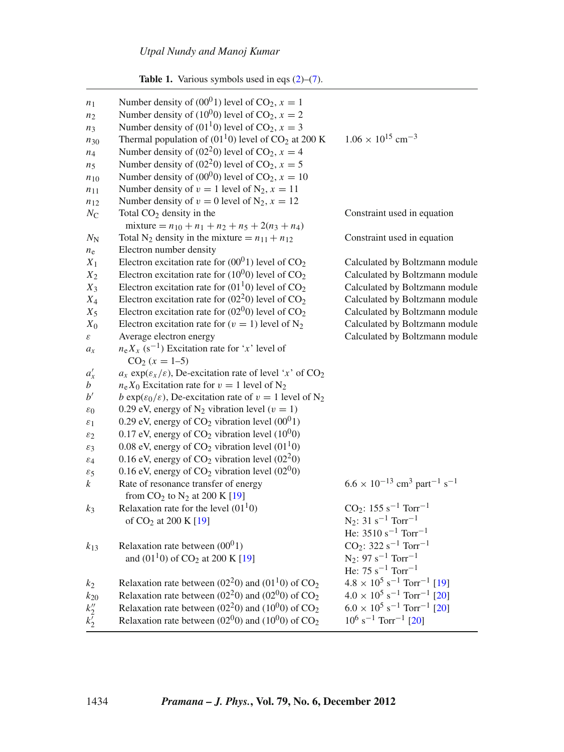**Table 1.** Various symbols used in eqs (2)–(7).

| | | |
|---|---|---|
| $n_1$ | Number density of $(00^01)$ level of $CO_2$, $x = 1$ | |
| $n_2$ | Number density of $(10^00)$ level of $CO_2$, $x = 2$ | |
| $n_3$ | Number density of $(01^10)$ level of $CO_2$, $x = 3$ | |
| $n_{30}$ | Thermal population of $(01^10)$ level of $CO_2$ at 200 K | $1.06 \times 10^{15}$ cm$^{-3}$ |
| $n_4$ | Number density of $(02^20)$ level of $CO_2$, $x = 4$ | |
| $n_5$ | Number density of $(02^20)$ level of $CO_2$, $x = 5$ | |
| $n_{10}$ | Number density of $(00^00)$ level of $CO_2$, $x = 10$ | |
| $n_{11}$ | Number density of $\upsilon = 1$ level of $N_2$, $x = 11$ | |
| $n_{12}$ | Number density of $\upsilon = 0$ level of $N_2$, $x = 12$ | |
| $N_C$ | Total $CO_2$ density in the mixture $= n_{10} + n_1 + n_2 + n_5 + 2(n_3 + n_4)$ | Constraint used in equation |
| $N_N$ | Total $N_2$ density in the mixture $= n_{11} + n_{12}$ | Constraint used in equation |
| $n_e$ | Electron number density | |
| $X_1$ | Electron excitation rate for $(00^01)$ level of $CO_2$ | Calculated by Boltzmann module |
| $X_2$ | Electron excitation rate for $(10^00)$ level of $CO_2$ | Calculated by Boltzmann module |
| $X_3$ | Electron excitation rate for $(01^10)$ level of $CO_2$ | Calculated by Boltzmann module |
| $X_4$ | Electron excitation rate for $(02^20)$ level of $CO_2$ | Calculated by Boltzmann module |
| $X_5$ | Electron excitation rate for $(02^00)$ level of $CO_2$ | Calculated by Boltzmann module |
| $X_0$ | Electron excitation rate for $(\upsilon = 1)$ level of $N_2$ | Calculated by Boltzmann module |
| $\varepsilon$ | Average electron energy | Calculated by Boltzmann module |
| $a_x$ | $n_e X_x$ (s$^{-1}$) Excitation rate for '$x$' level of $CO_2$ ($x$ = 1–5) | |
| $a'_x$ | $a_x \exp(\varepsilon_x/\varepsilon)$, De-excitation rate of level '$x$' of $CO_2$ | |
| $b$ | $n_e X_0$ Excitation rate for $\upsilon = 1$ level of $N_2$ | |
| $b'$ | $b \exp(\varepsilon_0/\varepsilon)$, De-excitation rate of $\upsilon = 1$ level of $N_2$ | |
| $\varepsilon_0$ | 0.29 eV, energy of $N_2$ vibration level ($\upsilon = 1$) | |
| $\varepsilon_1$ | 0.29 eV, energy of $CO_2$ vibration level $(00^01)$ | |
| $\varepsilon_2$ | 0.17 eV, energy of $CO_2$ vibration level $(10^00)$ | |
| $\varepsilon_3$ | 0.08 eV, energy of $CO_2$ vibration level $(01^10)$ | |
| $\varepsilon_4$ | 0.16 eV, energy of $CO_2$ vibration level $(02^20)$ | |
| $\varepsilon_5$ | 0.16 eV, energy of $CO_2$ vibration level $(02^00)$ | |
| $k$ | Rate of resonance transfer of energy from $CO_2$ to $N_2$ at 200 K [19] | $6.6 \times 10^{-13}$ cm$^3$ part$^{-1}$ s$^{-1}$ |
| $k_3$ | Relaxation rate for the level $(01^10)$ of $CO_2$ at 200 K [19] | $CO_2$: 155 s$^{-1}$ Torr$^{-1}$<br>$N_2$: 31 s$^{-1}$ Torr$^{-1}$<br>He: 3510 s$^{-1}$ Torr$^{-1}$ |
| $k_{13}$ | Relaxation rate between $(00^01)$ and $(01^10)$ of $CO_2$ at 200 K [19] | $CO_2$: 322 s$^{-1}$ Torr$^{-1}$<br>$N_2$: 97 s$^{-1}$ Torr$^{-1}$<br>He: 75 s$^{-1}$ Torr$^{-1}$ |
| $k_2$ | Relaxation rate between $(02^20)$ and $(01^10)$ of $CO_2$ | $4.8 \times 10^5$ s$^{-1}$ Torr$^{-1}$ [19] |
| $k_{20}$ | Relaxation rate between $(02^20)$ and $(02^00)$ of $CO_2$ | $4.0 \times 10^5$ s$^{-1}$ Torr$^{-1}$ [20] |
| $k''_2$ | Relaxation rate between $(02^20)$ and $(10^00)$ of $CO_2$ | $6.0 \times 10^5$ s$^{-1}$ Torr$^{-1}$ [20] |
| $k'_2$ | Relaxation rate between $(02^00)$ and $(10^00)$ of $CO_2$ | $10^6$ s$^{-1}$ Torr$^{-1}$ [20] |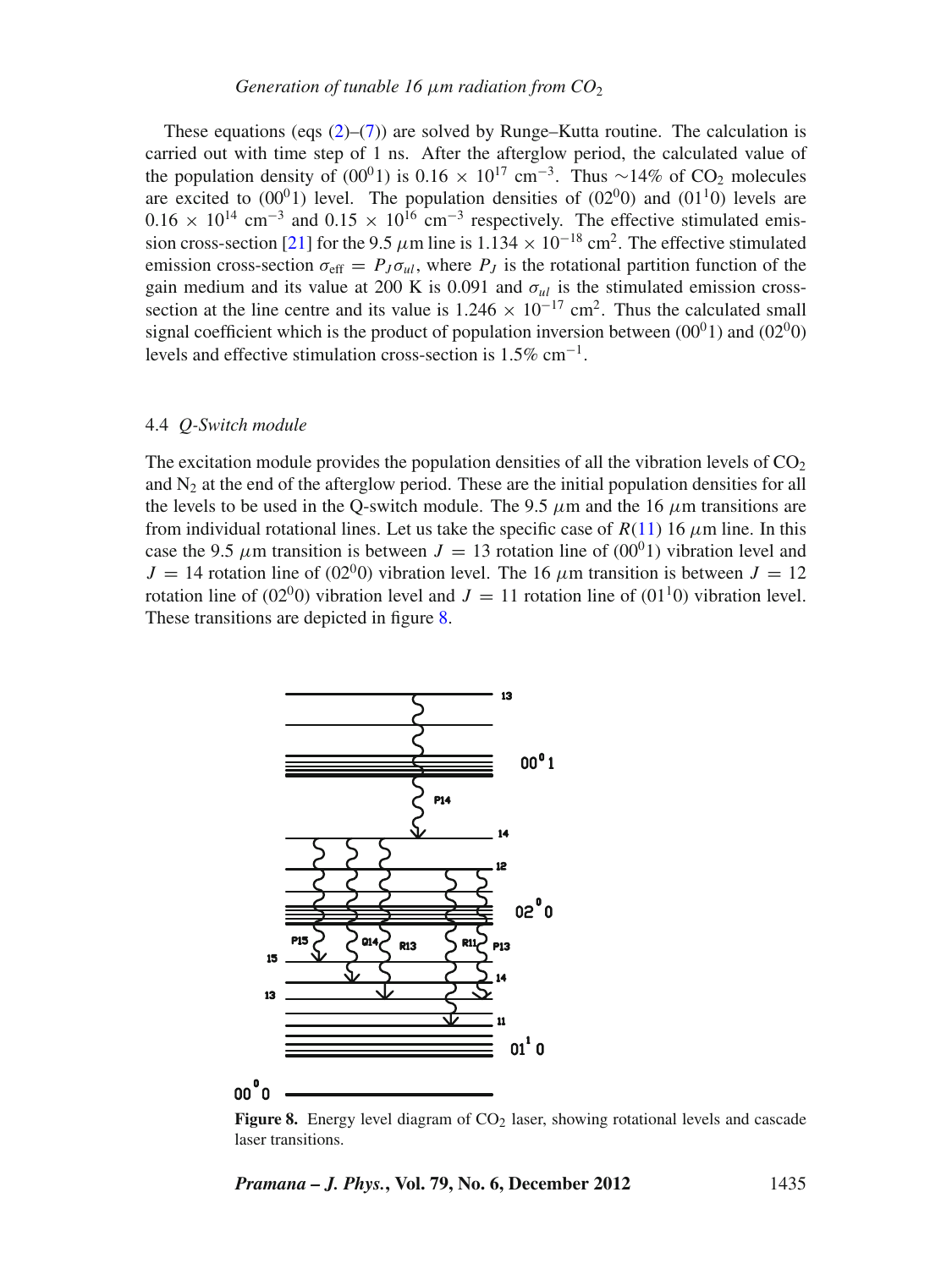These equations (eqs (2)–(7)) are solved by Runge–Kutta routine. The calculation is carried out with time step of 1 ns. After the afterglow period, the calculated value of the population density of $(00^01)$ is $0.16 \times 10^{17}$ cm$^{-3}$. Thus ∼14% of $CO_2$ molecules are excited to $(00^01)$ level. The population densities of $(02^00)$ and $(01^10)$ levels are $0.16 \times 10^{14}$ cm$^{-3}$ and $0.15 \times 10^{16}$ cm$^{-3}$ respectively. The effective stimulated emission cross-section [21] for the 9.5 $\mu$m line is $1.134 \times 10^{-18}$ cm$^2$. The effective stimulated emission cross-section $\sigma_{\text{eff}} = P_J \sigma_{ul}$, where $P_J$ is the rotational partition function of the gain medium and its value at 200 K is 0.091 and $\sigma_{ul}$ is the stimulated emission cross-section at the line centre and its value is $1.246 \times 10^{-17}$ cm$^2$. Thus the calculated small signal coefficient which is the product of population inversion between $(00^01)$ and $(02^00)$ levels and effective stimulation cross-section is 1.5% cm$^{-1}$.

### 4.4 *Q-Switch module*

The excitation module provides the population densities of all the vibration levels of $CO_2$ and $N_2$ at the end of the afterglow period. These are the initial population densities for all the levels to be used in the Q-switch module. The 9.5 $\mu$m and the 16 $\mu$m transitions are from individual rotational lines. Let us take the specific case of $R(11)$ 16 $\mu$m line. In this case the 9.5 $\mu$m transition is between $J = 13$ rotation line of $(00^01)$ vibration level and $J = 14$ rotation line of $(02^00)$ vibration level. The 16 $\mu$m transition is between $J = 12$ rotation line of $(02^00)$ vibration level and $J = 11$ rotation line of $(01^10)$ vibration level. These transitions are depicted in figure 8.

**Figure 8.** Energy level diagram of $CO_2$ laser, showing rotational levels and cascade laser transitions.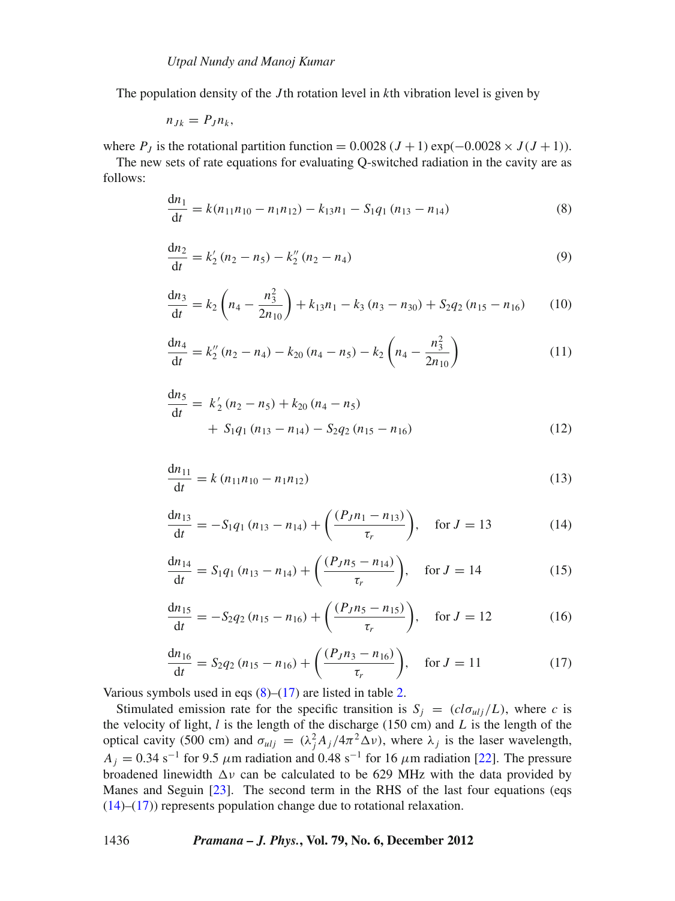The population density of the $J$th rotation level in $k$th vibration level is given by

$$n_{Jk} = P_J n_k,$$

where $P_J$ is the rotational partition function $= 0.0028\,(J+1)\exp(-0.0028 \times J(J+1))$.

The new sets of rate equations for evaluating Q-switched radiation in the cavity are as follows:

$$\frac{\mathrm{d}n_1}{\mathrm{d}t} = k(n_{11}n_{10} - n_1 n_{12}) - k_{13}n_1 - S_1 q_1\,(n_{13} - n_{14}) \tag{8}$$

$$\frac{\mathrm{d}n_2}{\mathrm{d}t} = k_2'\,(n_2 - n_5) - k_2''\,(n_2 - n_4) \tag{9}$$

$$\frac{\mathrm{d}n_3}{\mathrm{d}t} = k_2\left(n_4 - \frac{n_3^2}{2n_{10}}\right) + k_{13}n_1 - k_3\,(n_3 - n_{30}) + S_2 q_2\,(n_{15} - n_{16}) \tag{10}$$

$$\frac{\mathrm{d}n_4}{\mathrm{d}t} = k_2''\,(n_2 - n_4) - k_{20}\,(n_4 - n_5) - k_2\left(n_4 - \frac{n_3^2}{2n_{10}}\right) \tag{11}$$

$$\begin{aligned}\frac{\mathrm{d}n_5}{\mathrm{d}t} = {} & k_2'\,(n_2 - n_5) + k_{20}\,(n_4 - n_5) \\ & + S_1 q_1\,(n_{13} - n_{14}) - S_2 q_2\,(n_{15} - n_{16})\end{aligned} \tag{12}$$

$$\frac{\mathrm{d}n_{11}}{\mathrm{d}t} = k\,(n_{11}n_{10} - n_1 n_{12}) \tag{13}$$

$$\frac{\mathrm{d}n_{13}}{\mathrm{d}t} = -S_1 q_1\,(n_{13} - n_{14}) + \left(\frac{(P_J n_1 - n_{13})}{\tau_r}\right), \quad \text{for } J = 13 \tag{14}$$

$$\frac{\mathrm{d}n_{14}}{\mathrm{d}t} = S_1 q_1\,(n_{13} - n_{14}) + \left(\frac{(P_J n_5 - n_{14})}{\tau_r}\right), \quad \text{for } J = 14 \tag{15}$$

$$\frac{\mathrm{d}n_{15}}{\mathrm{d}t} = -S_2 q_2\,(n_{15} - n_{16}) + \left(\frac{(P_J n_5 - n_{15})}{\tau_r}\right), \quad \text{for } J = 12 \tag{16}$$

$$\frac{\mathrm{d}n_{16}}{\mathrm{d}t} = S_2 q_2\,(n_{15} - n_{16}) + \left(\frac{(P_J n_3 - n_{16})}{\tau_r}\right), \quad \text{for } J = 11 \tag{17}$$

Various symbols used in eqs (8)–(17) are listed in table 2.

Stimulated emission rate for the specific transition is $S_j = (cl\sigma_{ulj}/L)$, where $c$ is the velocity of light, $l$ is the length of the discharge (150 cm) and $L$ is the length of the optical cavity (500 cm) and $\sigma_{ulj} = (\lambda_j^2 A_j / 4\pi^2 \Delta\nu)$, where $\lambda_j$ is the laser wavelength, $A_j = 0.34\ \mathrm{s}^{-1}$ for 9.5 $\mu$m radiation and 0.48 $\mathrm{s}^{-1}$ for 16 $\mu$m radiation [22]. The pressure broadened linewidth $\Delta\nu$ can be calculated to be 629 MHz with the data provided by Manes and Seguin [23]. The second term in the RHS of the last four equations (eqs (14)–(17)) represents population change due to rotational relaxation.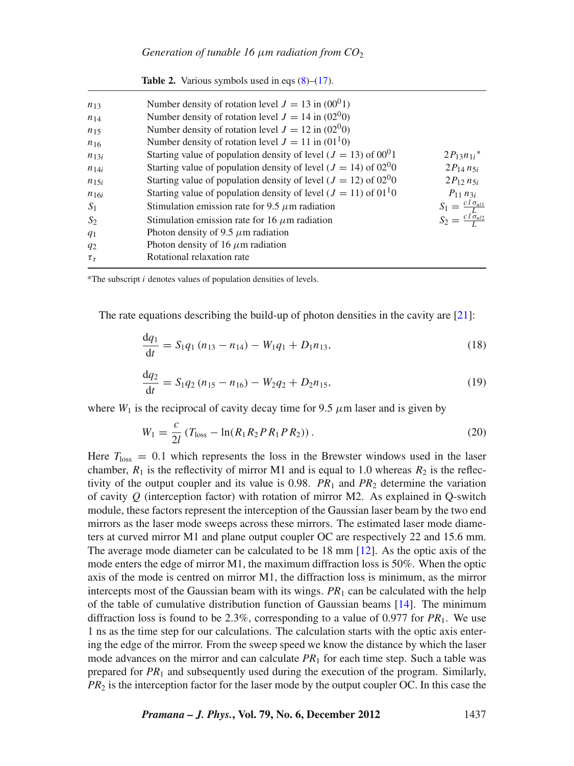**Table 2.** Various symbols used in eqs (8)–(17).

| | | |
|---|---|---|
| $n_{13}$ | Number density of rotation level $J = 13$ in $(00^01)$ | |
| $n_{14}$ | Number density of rotation level $J = 14$ in $(02^00)$ | |
| $n_{15}$ | Number density of rotation level $J = 12$ in $(02^00)$ | |
| $n_{16}$ | Number density of rotation level $J = 11$ in $(01^10)$ | |
| $n_{13i}$ | Starting value of population density of level ($J = 13$) of $00^01$ | $2P_{13}n_{1i}$* |
| $n_{14i}$ | Starting value of population density of level ($J = 14$) of $02^00$ | $2P_{14}\,n_{5i}$ |
| $n_{15i}$ | Starting value of population density of level ($J = 12$) of $02^00$ | $2P_{12}\,n_{5i}$ |
| $n_{16i}$ | Starting value of population density of level ($J = 11$) of $01^10$ | $P_{11}\,n_{3i}$ |
| $S_1$ | Stimulation emission rate for 9.5 $\mu$m radiation | $S_1 = \frac{c\,l\,\sigma_{ul1}}{L}$ |
| $S_2$ | Stimulation emission rate for 16 $\mu$m radiation | $S_2 = \frac{c\,l\,\sigma_{ul2}}{L}$ |
| $q_1$ | Photon density of 9.5 $\mu$m radiation | |
| $q_2$ | Photon density of 16 $\mu$m radiation | |
| $\tau_{\mathrm{r}}$ | Rotational relaxation rate | |

*The subscript $i$ denotes values of population densities of levels.

The rate equations describing the build-up of photon densities in the cavity are [21]:

$$\frac{\mathrm{d}q_1}{\mathrm{d}t} = S_1 q_1\,(n_{13} - n_{14}) - W_1 q_1 + D_1 n_{13}, \tag{18}$$

$$\frac{\mathrm{d}q_2}{\mathrm{d}t} = S_1 q_2\,(n_{15} - n_{16}) - W_2 q_2 + D_2 n_{15}, \tag{19}$$

where $W_1$ is the reciprocal of cavity decay time for 9.5 $\mu$m laser and is given by

$$W_1 = \frac{c}{2l}\left(T_{\mathrm{loss}} - \ln(R_1 R_2 P R_1 P R_2)\right). \tag{20}$$

Here $T_{\mathrm{loss}} = 0.1$ which represents the loss in the Brewster windows used in the laser chamber, $R_1$ is the reflectivity of mirror M1 and is equal to 1.0 whereas $R_2$ is the reflectivity of the output coupler and its value is 0.98. $PR_1$ and $PR_2$ determine the variation of cavity $Q$ (interception factor) with rotation of mirror M2. As explained in Q-switch module, these factors represent the interception of the Gaussian laser beam by the two end mirrors as the laser mode sweeps across these mirrors. The estimated laser mode diameters at curved mirror M1 and plane output coupler OC are respectively 22 and 15.6 mm. The average mode diameter can be calculated to be 18 mm [12]. As the optic axis of the mode enters the edge of mirror M1, the maximum diffraction loss is 50%. When the optic axis of the mode is centred on mirror M1, the diffraction loss is minimum, as the mirror intercepts most of the Gaussian beam with its wings. $PR_1$ can be calculated with the help of the table of cumulative distribution function of Gaussian beams [14]. The minimum diffraction loss is found to be 2.3%, corresponding to a value of 0.977 for $PR_1$. We use 1 ns as the time step for our calculations. The calculation starts with the optic axis entering the edge of the mirror. From the sweep speed we know the distance by which the laser mode advances on the mirror and can calculate $PR_1$ for each time step. Such a table was prepared for $PR_1$ and subsequently used during the execution of the program. Similarly, $PR_2$ is the interception factor for the laser mode by the output coupler OC. In this case the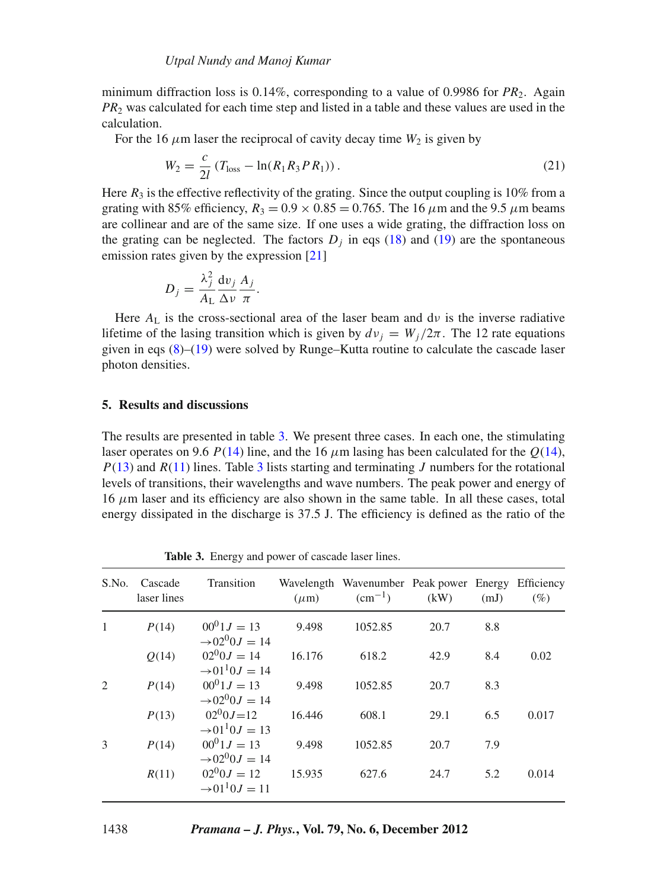minimum diffraction loss is 0.14%, corresponding to a value of 0.9986 for $PR_2$. Again $PR_2$ was calculated for each time step and listed in a table and these values are used in the calculation.

For the 16 $\mu$m laser the reciprocal of cavity decay time $W_2$ is given by

$$W_2 = \frac{c}{2l}\left(T_{\text{loss}} - \ln(R_1 R_3 P R_1)\right). \tag{21}$$

Here $R_3$ is the effective reflectivity of the grating. Since the output coupling is 10% from a grating with 85% efficiency, $R_3 = 0.9 \times 0.85 = 0.765$. The 16 $\mu$m and the 9.5 $\mu$m beams are collinear and are of the same size. If one uses a wide grating, the diffraction loss on the grating can be neglected. The factors $D_j$ in eqs (18) and (19) are the spontaneous emission rates given by the expression [21]

$$D_j = \frac{\lambda_j^2}{A_{\text{L}}} \frac{\text{d}v_j}{\Delta v} \frac{A_j}{\pi}.$$

Here $A_{\text{L}}$ is the cross-sectional area of the laser beam and d$\nu$ is the inverse radiative lifetime of the lasing transition which is given by $d\nu_j = W_j/2\pi$. The 12 rate equations given in eqs (8)–(19) were solved by Runge–Kutta routine to calculate the cascade laser photon densities.

## 5. Results and discussions

The results are presented in table 3. We present three cases. In each one, the stimulating laser operates on 9.6 $P(14)$ line, and the 16 $\mu$m lasing has been calculated for the $Q(14)$, $P(13)$ and $R(11)$ lines. Table 3 lists starting and terminating $J$ numbers for the rotational levels of transitions, their wavelengths and wave numbers. The peak power and energy of 16 $\mu$m laser and its efficiency are also shown in the same table. In all these cases, total energy dissipated in the discharge is 37.5 J. The efficiency is defined as the ratio of the

**Table 3.** Energy and power of cascade laser lines.

| S.No. | Cascade laser lines | Transition | Wavelength ($\mu$m) | Wavenumber (cm$^{-1}$) | Peak power (kW) | Energy (mJ) | Efficiency (%) |
|---|---|---|---|---|---|---|---|
| 1 | $P(14)$ | $00^01\,J = 13 \rightarrow 02^00\,J = 14$ | 9.498 | 1052.85 | 20.7 | 8.8 | |
| | $Q(14)$ | $02^00\,J = 14 \rightarrow 01^10\,J = 14$ | 16.176 | 618.2 | 42.9 | 8.4 | 0.02 |
| 2 | $P(14)$ | $00^01\,J = 13 \rightarrow 02^00\,J = 14$ | 9.498 | 1052.85 | 20.7 | 8.3 | |
| | $P(13)$ | $02^00\,J=12 \rightarrow 01^10\,J = 13$ | 16.446 | 608.1 | 29.1 | 6.5 | 0.017 |
| 3 | $P(14)$ | $00^01\,J = 13 \rightarrow 02^00\,J = 14$ | 9.498 | 1052.85 | 20.7 | 7.9 | |
| | $R(11)$ | $02^00\,J = 12 \rightarrow 01^10\,J = 11$ | 15.935 | 627.6 | 24.7 | 5.2 | 0.014 |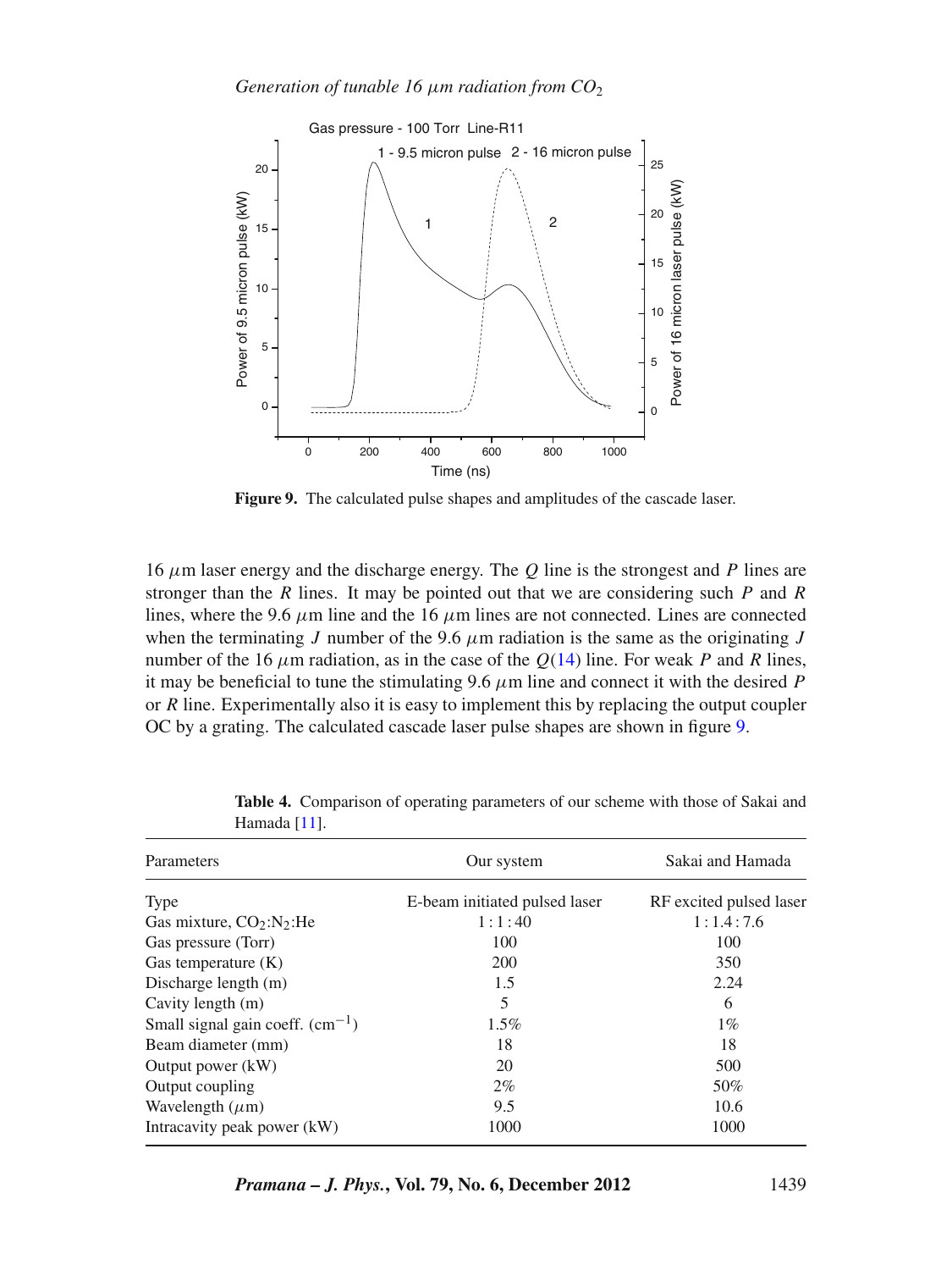Figure 9. The calculated pulse shapes and amplitudes of the cascade laser.

16 $\mu$m laser energy and the discharge energy. The $Q$ line is the strongest and $P$ lines are stronger than the $R$ lines. It may be pointed out that we are considering such $P$ and $R$ lines, where the 9.6 $\mu$m line and the 16 $\mu$m lines are not connected. Lines are connected when the terminating $J$ number of the 9.6 $\mu$m radiation is the same as the originating $J$ number of the 16 $\mu$m radiation, as in the case of the $Q(14)$ line. For weak $P$ and $R$ lines, it may be beneficial to tune the stimulating 9.6 $\mu$m line and connect it with the desired $P$ or $R$ line. Experimentally also it is easy to implement this by replacing the output coupler OC by a grating. The calculated cascade laser pulse shapes are shown in figure 9.

**Table 4.** Comparison of operating parameters of our scheme with those of Sakai and Hamada [11].

| Parameters | Our system | Sakai and Hamada |
|---|---|---|
| Type | E-beam initiated pulsed laser | RF excited pulsed laser |
| Gas mixture, $CO_2$:$N_2$:He | 1 : 1 : 40 | 1 : 1.4 : 7.6 |
| Gas pressure (Torr) | 100 | 100 |
| Gas temperature (K) | 200 | 350 |
| Discharge length (m) | 1.5 | 2.24 |
| Cavity length (m) | 5 | 6 |
| Small signal gain coeff. ($cm^{-1}$) | 1.5% | 1% |
| Beam diameter (mm) | 18 | 18 |
| Output power (kW) | 20 | 500 |
| Output coupling | 2% | 50% |
| Wavelength ($\mu$m) | 9.5 | 10.6 |
| Intracavity peak power (kW) | 1000 | 1000 |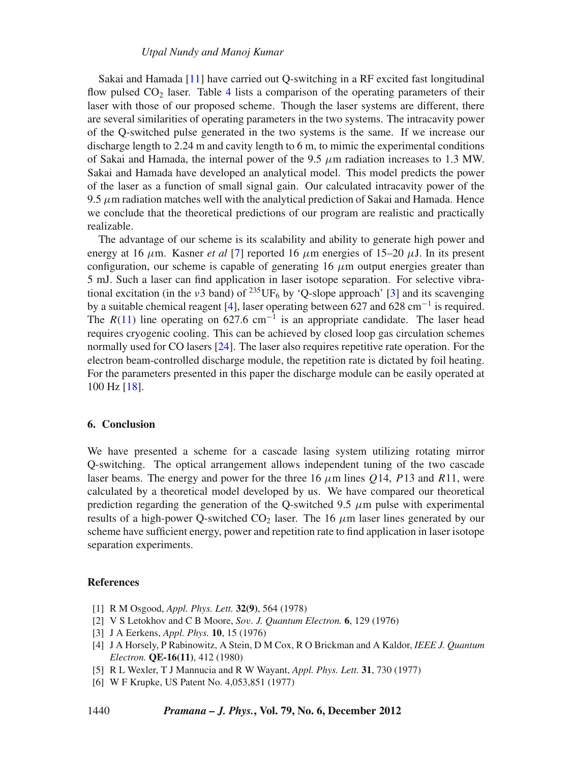Sakai and Hamada [11] have carried out Q-switching in a RF excited fast longitudinal flow pulsed $CO_2$ laser. Table 4 lists a comparison of the operating parameters of their laser with those of our proposed scheme. Though the laser systems are different, there are several similarities of operating parameters in the two systems. The intracavity power of the Q-switched pulse generated in the two systems is the same. If we increase our discharge length to 2.24 m and cavity length to 6 m, to mimic the experimental conditions of Sakai and Hamada, the internal power of the 9.5 $\mu$m radiation increases to 1.3 MW. Sakai and Hamada have developed an analytical model. This model predicts the power of the laser as a function of small signal gain. Our calculated intracavity power of the 9.5 $\mu$m radiation matches well with the analytical prediction of Sakai and Hamada. Hence we conclude that the theoretical predictions of our program are realistic and practically realizable.

The advantage of our scheme is its scalability and ability to generate high power and energy at 16 $\mu$m. Kasner *et al* [7] reported 16 $\mu$m energies of 15–20 $\mu$J. In its present configuration, our scheme is capable of generating 16 $\mu$m output energies greater than 5 mJ. Such a laser can find application in laser isotope separation. For selective vibrational excitation (in the $\nu3$ band) of $^{235}UF_6$ by 'Q-slope approach' [3] and its scavenging by a suitable chemical reagent [4], laser operating between 627 and 628 $cm^{-1}$ is required. The $R(11)$ line operating on 627.6 $cm^{-1}$ is an appropriate candidate. The laser head requires cryogenic cooling. This can be achieved by closed loop gas circulation schemes normally used for CO lasers [24]. The laser also requires repetitive rate operation. For the electron beam-controlled discharge module, the repetition rate is dictated by foil heating. For the parameters presented in this paper the discharge module can be easily operated at 100 Hz [18].

## 6. Conclusion

We have presented a scheme for a cascade lasing system utilizing rotating mirror Q-switching. The optical arrangement allows independent tuning of the two cascade laser beams. The energy and power for the three 16 $\mu$m lines $Q14$, $P13$ and $R11$, were calculated by a theoretical model developed by us. We have compared our theoretical prediction regarding the generation of the Q-switched 9.5 $\mu$m pulse with experimental results of a high-power Q-switched $CO_2$ laser. The 16 $\mu$m laser lines generated by our scheme have sufficient energy, power and repetition rate to find application in laser isotope separation experiments.

## References

[1] R M Osgood, *Appl. Phys. Lett.* **32(9)**, 564 (1978)

[2] V S Letokhov and C B Moore, *Sov. J. Quantum Electron.* **6**, 129 (1976)

[3] J A Eerkens, *Appl. Phys.* **10**, 15 (1976)

[4] J A Horsely, P Rabinowitz, A Stein, D M Cox, R O Brickman and A Kaldor, *IEEE J. Quantum Electron.* **QE-16(11)**, 412 (1980)

[5] R L Wexler, T J Mannucia and R W Wayant, *Appl. Phys. Lett.* **31**, 730 (1977)

[6] W F Krupke, US Patent No. 4,053,851 (1977)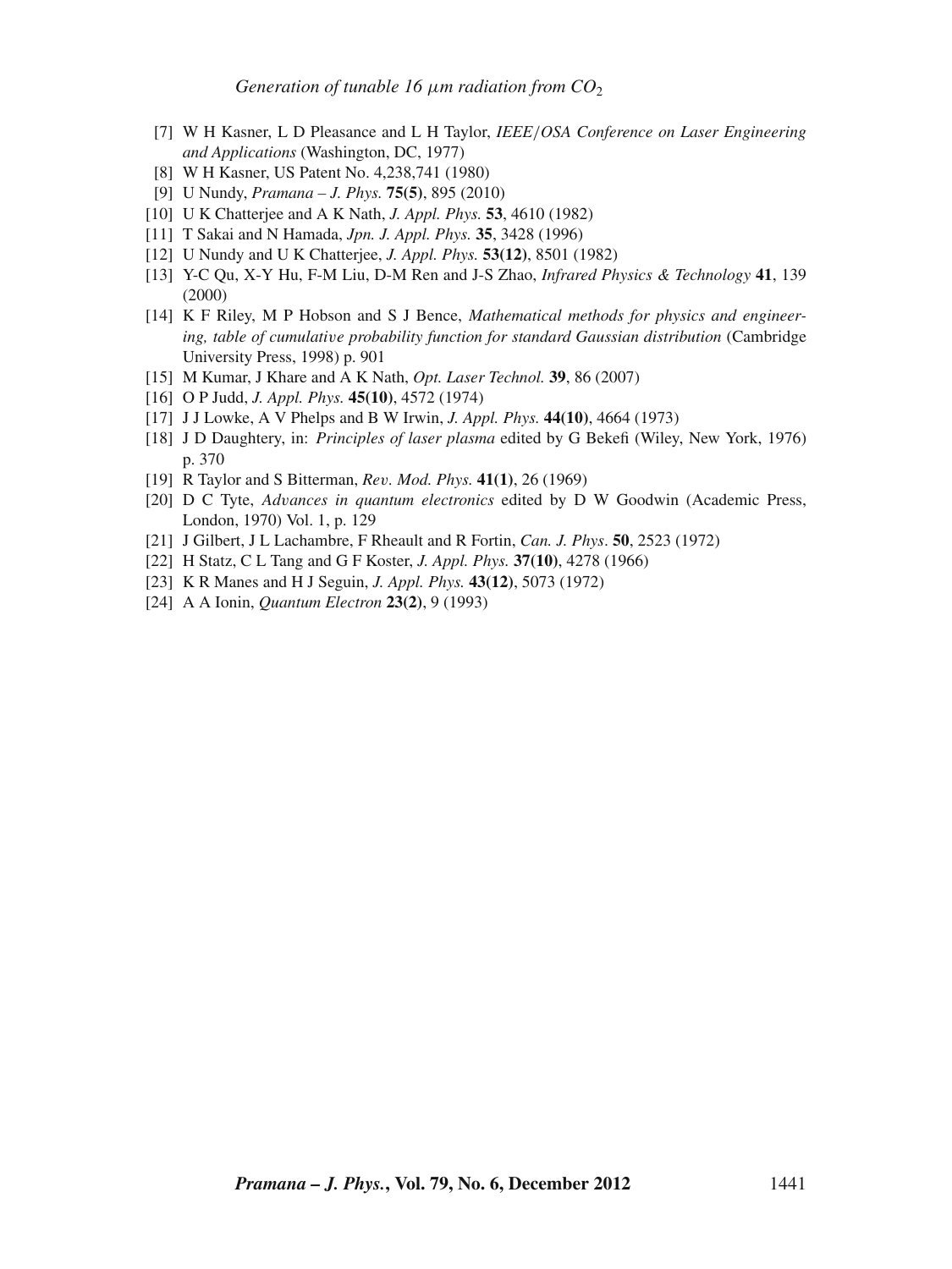[7] W H Kasner, L D Pleasance and L H Taylor, *IEEE/OSA Conference on Laser Engineering and Applications* (Washington, DC, 1977)

[8] W H Kasner, US Patent No. 4,238,741 (1980)

[9] U Nundy, *Pramana – J. Phys.* **75(5)**, 895 (2010)

[10] U K Chatterjee and A K Nath, *J. Appl. Phys.* **53**, 4610 (1982)

[11] T Sakai and N Hamada, *Jpn. J. Appl. Phys.* **35**, 3428 (1996)

[12] U Nundy and U K Chatterjee, *J. Appl. Phys.* **53(12)**, 8501 (1982)

[13] Y-C Qu, X-Y Hu, F-M Liu, D-M Ren and J-S Zhao, *Infrared Physics & Technology* **41**, 139 (2000)

[14] K F Riley, M P Hobson and S J Bence, *Mathematical methods for physics and engineering, table of cumulative probability function for standard Gaussian distribution* (Cambridge University Press, 1998) p. 901

[15] M Kumar, J Khare and A K Nath, *Opt. Laser Technol.* **39**, 86 (2007)

[16] O P Judd, *J. Appl. Phys.* **45(10)**, 4572 (1974)

[17] J J Lowke, A V Phelps and B W Irwin, *J. Appl. Phys.* **44(10)**, 4664 (1973)

[18] J D Daughtery, in: *Principles of laser plasma* edited by G Bekefi (Wiley, New York, 1976) p. 370

[19] R Taylor and S Bitterman, *Rev. Mod. Phys.* **41(1)**, 26 (1969)

[20] D C Tyte, *Advances in quantum electronics* edited by D W Goodwin (Academic Press, London, 1970) Vol. 1, p. 129

[21] J Gilbert, J L Lachambre, F Rheault and R Fortin, *Can. J. Phys*. **50**, 2523 (1972)

[22] H Statz, C L Tang and G F Koster, *J. Appl. Phys.* **37(10)**, 4278 (1966)

[23] K R Manes and H J Seguin, *J. Appl. Phys.* **43(12)**, 5073 (1972)

[24] A A Ionin, *Quantum Electron* **23(2)**, 9 (1993)